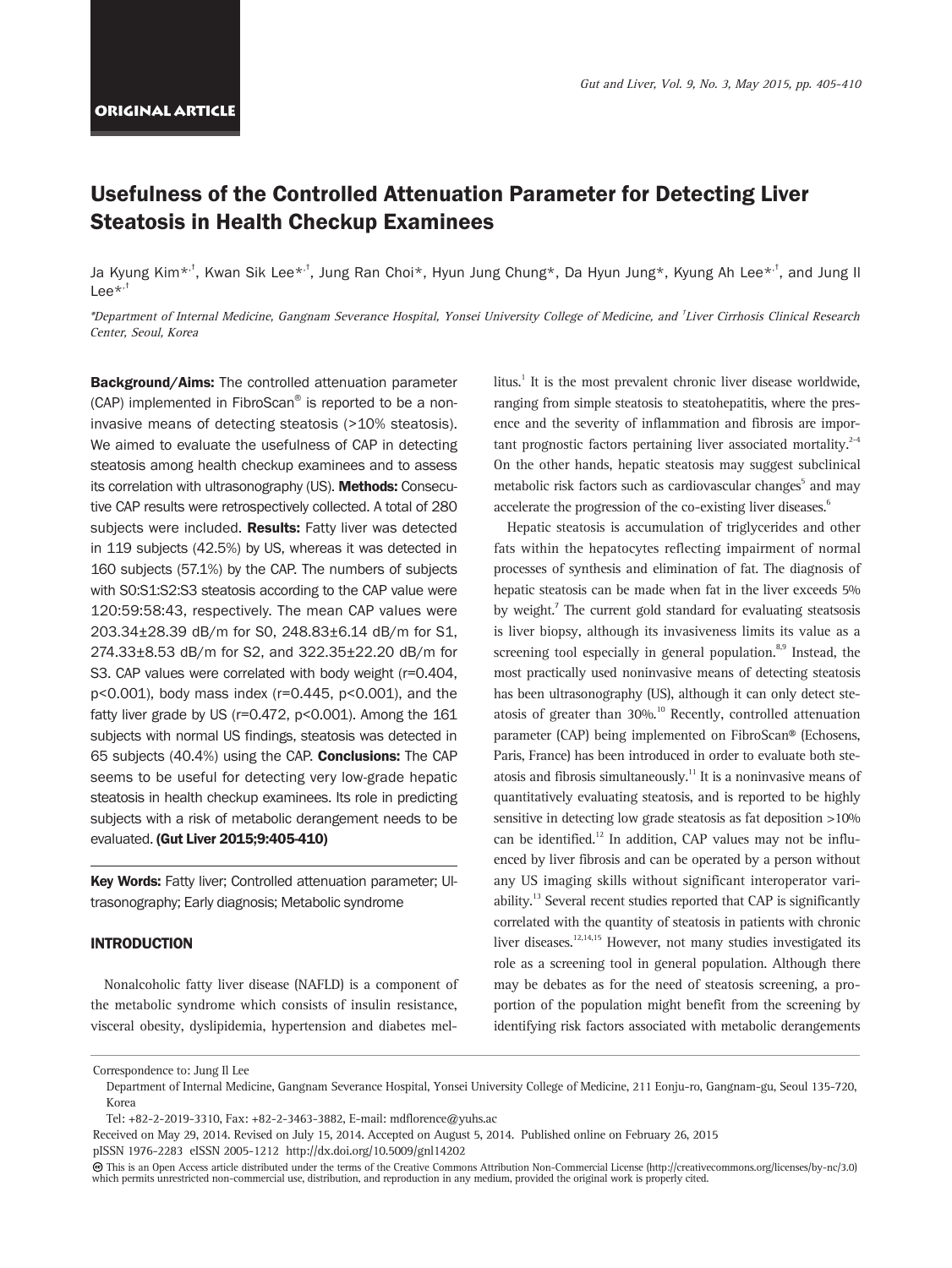**ORIGINAL ARTICLE**

# Usefulness of the Controlled Attenuation Parameter for Detecting Liver Steatosis in Health Checkup Examinees

Ja Kyung Kim*[,†], Kwan Sik Lee*[,†], Jung Ran Choi*, Hyun Jung Chung*, Da Hyun Jung*, Kyung Ah Lee*[,†], and Jung Il Lee*[,†]

*Department of Internal Medicine, Gangnam Severance Hospital, Yonsei University College of Medicine, and †Liver Cirrhosis Clinical Research Center, Seoul, Korea*

**Background/Aims:** The controlled attenuation parameter (CAP) implemented in FibroScan® is reported to be a noninvasive means of detecting steatosis (>10% steatosis). We aimed to evaluate the usefulness of CAP in detecting steatosis among health checkup examinees and to assess its correlation with ultrasonography (US). **Methods:** Consecutive CAP results were retrospectively collected. A total of 280 subjects were included. **Results:** Fatty liver was detected in 119 subjects (42.5%) by US, whereas it was detected in 160 subjects (57.1%) by the CAP. The numbers of subjects with S0:S1:S2:S3 steatosis according to the CAP value were 120:59:58:43, respectively. The mean CAP values were 203.34±28.39 dB/m for S0, 248.83±6.14 dB/m for S1, 274.33±8.53 dB/m for S2, and 322.35±22.20 dB/m for S3. CAP values were correlated with body weight ($r=0.404$, $p<0.001$), body mass index ($r=0.445$, $p<0.001$), and the fatty liver grade by US ($r=0.472$, $p<0.001$). Among the 161 subjects with normal US findings, steatosis was detected in 65 subjects (40.4%) using the CAP. **Conclusions:** The CAP seems to be useful for detecting very low-grade hepatic steatosis in health checkup examinees. Its role in predicting subjects with a risk of metabolic derangement needs to be evaluated. **(Gut Liver 2015;9:405-410)**

**Key Words:** Fatty liver; Controlled attenuation parameter; Ultrasonography; Early diagnosis; Metabolic syndrome

## INTRODUCTION

Nonalcoholic fatty liver disease (NAFLD) is a component of the metabolic syndrome which consists of insulin resistance, visceral obesity, dyslipidemia, hypertension and diabetes mellitus.[1] It is the most prevalent chronic liver disease worldwide, ranging from simple steatosis to steatohepatitis, where the presence and the severity of inflammation and fibrosis are important prognostic factors pertaining liver associated mortality.[2-4] On the other hands, hepatic steatosis may suggest subclinical metabolic risk factors such as cardiovascular changes[5] and may accelerate the progression of the co-existing liver diseases.[6]

Hepatic steatosis is accumulation of triglycerides and other fats within the hepatocytes reflecting impairment of normal processes of synthesis and elimination of fat. The diagnosis of hepatic steatosis can be made when fat in the liver exceeds 5% by weight.[7] The current gold standard for evaluating steatsosis is liver biopsy, although its invasiveness limits its value as a screening tool especially in general population.[8,9] Instead, the most practically used noninvasive means of detecting steatosis has been ultrasonography (US), although it can only detect steatosis of greater than 30%.[10] Recently, controlled attenuation parameter (CAP) being implemented on FibroScan® (Echosens, Paris, France) has been introduced in order to evaluate both steatosis and fibrosis simultaneously.[11] It is a noninvasive means of quantitatively evaluating steatosis, and is reported to be highly sensitive in detecting low grade steatosis as fat deposition >10% can be identified.[12] In addition, CAP values may not be influenced by liver fibrosis and can be operated by a person without any US imaging skills without significant interoperator variability.[13] Several recent studies reported that CAP is significantly correlated with the quantity of steatosis in patients with chronic liver diseases.[12,14,15] However, not many studies investigated its role as a screening tool in general population. Although there may be debates as for the need of steatosis screening, a proportion of the population might benefit from the screening by identifying risk factors associated with metabolic derangements

Correspondence to: Jung Il Lee
Department of Internal Medicine, Gangnam Severance Hospital, Yonsei University College of Medicine, 211 Eonju-ro, Gangnam-gu, Seoul 135-720, Korea
Tel: +82-2-2019-3310, Fax: +82-2-3463-3882, E-mail: mdflorence@yuhs.ac

Received on May 29, 2014. Revised on July 15, 2014. Accepted on August 5, 2014. Published online on February 26, 2015
pISSN 1976-2283 eISSN 2005-1212 http://dx.doi.org/10.5009/gnl14202

This is an Open Access article distributed under the terms of the Creative Commons Attribution Non-Commercial License (http://creativecommons.org/licenses/by-nc/3.0) which permits unrestricted non-commercial use, distribution, and reproduction in any medium, provided the original work is properly cited.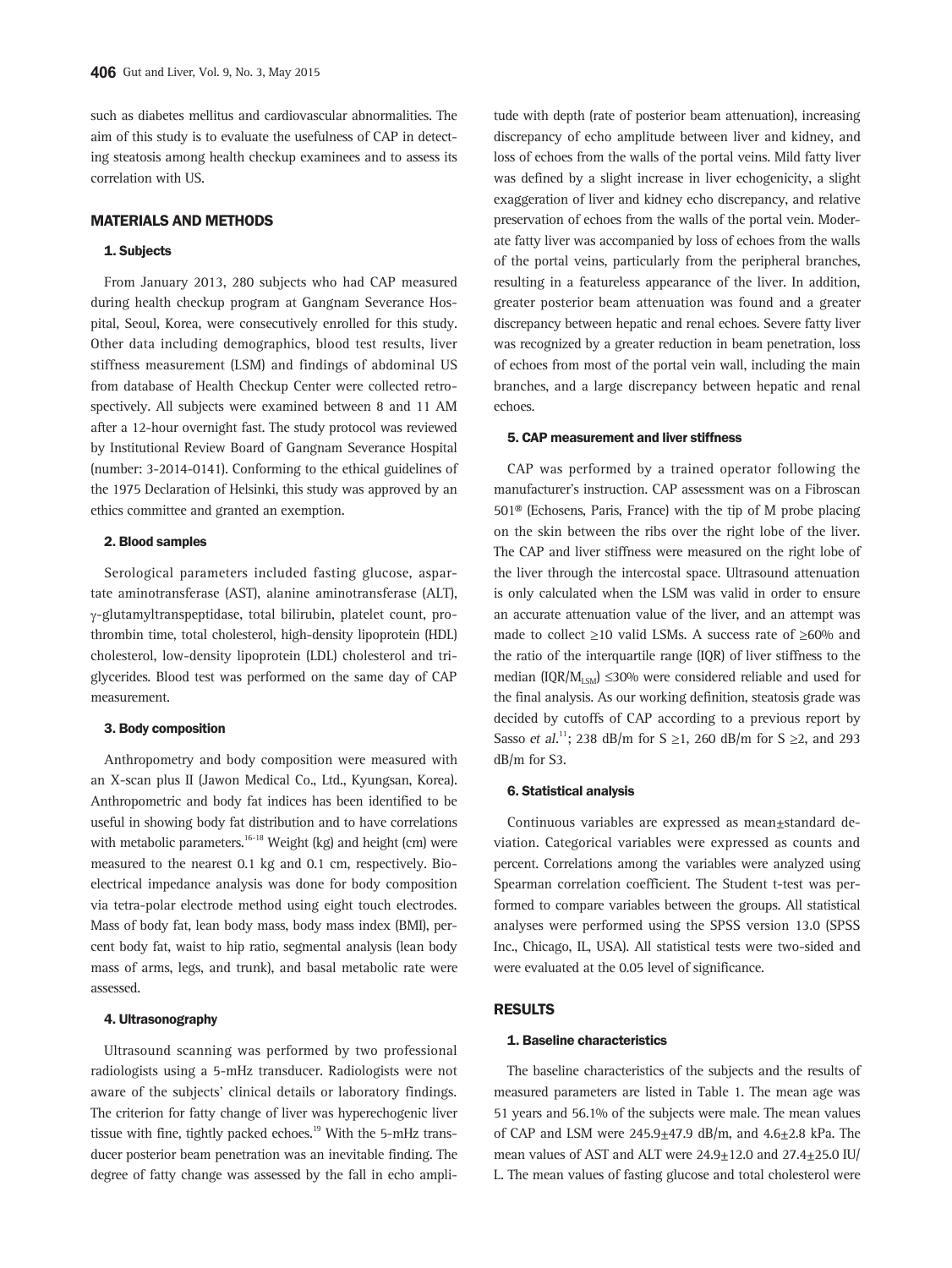such as diabetes mellitus and cardiovascular abnormalities. The aim of this study is to evaluate the usefulness of CAP in detecting steatosis among health checkup examinees and to assess its correlation with US.

## MATERIALS AND METHODS

### 1. Subjects

From January 2013, 280 subjects who had CAP measured during health checkup program at Gangnam Severance Hospital, Seoul, Korea, were consecutively enrolled for this study. Other data including demographics, blood test results, liver stiffness measurement (LSM) and findings of abdominal US from database of Health Checkup Center were collected retrospectively. All subjects were examined between 8 and 11 AM after a 12-hour overnight fast. The study protocol was reviewed by Institutional Review Board of Gangnam Severance Hospital (number: 3-2014-0141). Conforming to the ethical guidelines of the 1975 Declaration of Helsinki, this study was approved by an ethics committee and granted an exemption.

### 2. Blood samples

Serological parameters included fasting glucose, aspartate aminotransferase (AST), alanine aminotransferase (ALT), γ-glutamyltranspeptidase, total bilirubin, platelet count, prothrombin time, total cholesterol, high-density lipoprotein (HDL) cholesterol, low-density lipoprotein (LDL) cholesterol and triglycerides. Blood test was performed on the same day of CAP measurement.

### 3. Body composition

Anthropometry and body composition were measured with an X-scan plus II (Jawon Medical Co., Ltd., Kyungsan, Korea). Anthropometric and body fat indices has been identified to be useful in showing body fat distribution and to have correlations with metabolic parameters.[16-18] Weight (kg) and height (cm) were measured to the nearest 0.1 kg and 0.1 cm, respectively. Bioelectrical impedance analysis was done for body composition via tetra-polar electrode method using eight touch electrodes. Mass of body fat, lean body mass, body mass index (BMI), percent body fat, waist to hip ratio, segmental analysis (lean body mass of arms, legs, and trunk), and basal metabolic rate were assessed.

### 4. Ultrasonography

Ultrasound scanning was performed by two professional radiologists using a 5-mHz transducer. Radiologists were not aware of the subjects' clinical details or laboratory findings. The criterion for fatty change of liver was hyperechogenic liver tissue with fine, tightly packed echoes.[19] With the 5-mHz transducer posterior beam penetration was an inevitable finding. The degree of fatty change was assessed by the fall in echo amplitude with depth (rate of posterior beam attenuation), increasing discrepancy of echo amplitude between liver and kidney, and loss of echoes from the walls of the portal veins. Mild fatty liver was defined by a slight increase in liver echogenicity, a slight exaggeration of liver and kidney echo discrepancy, and relative preservation of echoes from the walls of the portal vein. Moderate fatty liver was accompanied by loss of echoes from the walls of the portal veins, particularly from the peripheral branches, resulting in a featureless appearance of the liver. In addition, greater posterior beam attenuation was found and a greater discrepancy between hepatic and renal echoes. Severe fatty liver was recognized by a greater reduction in beam penetration, loss of echoes from most of the portal vein wall, including the main branches, and a large discrepancy between hepatic and renal echoes.

### 5. CAP measurement and liver stiffness

CAP was performed by a trained operator following the manufacturer's instruction. CAP assessment was on a Fibroscan 501® (Echosens, Paris, France) with the tip of M probe placing on the skin between the ribs over the right lobe of the liver. The CAP and liver stiffness were measured on the right lobe of the liver through the intercostal space. Ultrasound attenuation is only calculated when the LSM was valid in order to ensure an accurate attenuation value of the liver, and an attempt was made to collect ≥10 valid LSMs. A success rate of ≥60% and the ratio of the interquartile range (IQR) of liver stiffness to the median ($IQR/M_{LSM}$) ≤30% were considered reliable and used for the final analysis. As our working definition, steatosis grade was decided by cutoffs of CAP according to a previous report by Sasso *et al.*[11]; 238 dB/m for S ≥1, 260 dB/m for S ≥2, and 293 dB/m for S3.

### 6. Statistical analysis

Continuous variables are expressed as mean±standard deviation. Categorical variables were expressed as counts and percent. Correlations among the variables were analyzed using Spearman correlation coefficient. The Student t-test was performed to compare variables between the groups. All statistical analyses were performed using the SPSS version 13.0 (SPSS Inc., Chicago, IL, USA). All statistical tests were two-sided and were evaluated at the 0.05 level of significance.

## RESULTS

### 1. Baseline characteristics

The baseline characteristics of the subjects and the results of measured parameters are listed in Table 1. The mean age was 51 years and 56.1% of the subjects were male. The mean values of CAP and LSM were 245.9±47.9 dB/m, and 4.6±2.8 kPa. The mean values of AST and ALT were 24.9±12.0 and 27.4±25.0 IU/L. The mean values of fasting glucose and total cholesterol were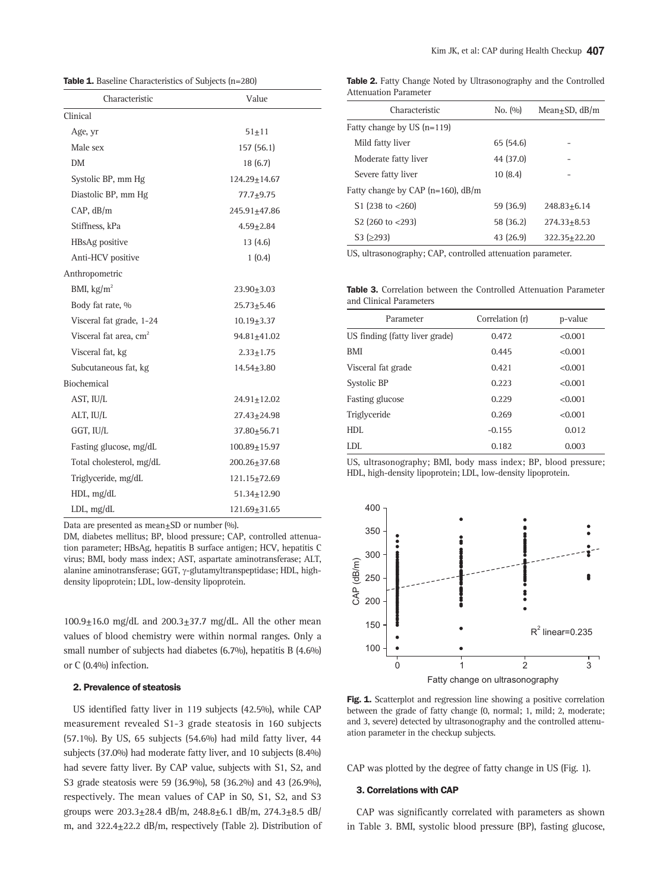**Table 1.** Baseline Characteristics of Subjects (n=280)

| Characteristic | Value |
|---|---|
| Clinical | |
| Age, yr | 51±11 |
| Male sex | 157 (56.1) |
| DM | 18 (6.7) |
| Systolic BP, mm Hg | 124.29±14.67 |
| Diastolic BP, mm Hg | 77.7±9.75 |
| CAP, dB/m | 245.91±47.86 |
| Stiffness, kPa | 4.59±2.84 |
| HBsAg positive | 13 (4.6) |
| Anti-HCV positive | 1 (0.4) |
| Anthropometric | |
| BMI, kg/m$^2$ | 23.90±3.03 |
| Body fat rate, % | 25.73±5.46 |
| Visceral fat grade, 1-24 | 10.19±3.37 |
| Visceral fat area, cm$^2$ | 94.81±41.02 |
| Visceral fat, kg | 2.33±1.75 |
| Subcutaneous fat, kg | 14.54±3.80 |
| Biochemical | |
| AST, IU/L | 24.91±12.02 |
| ALT, IU/L | 27.43±24.98 |
| GGT, IU/L | 37.80±56.71 |
| Fasting glucose, mg/dL | 100.89±15.97 |
| Total cholesterol, mg/dL | 200.26±37.68 |
| Triglyceride, mg/dL | 121.15±72.69 |
| HDL, mg/dL | 51.34±12.90 |
| LDL, mg/dL | 121.69±31.65 |

Data are presented as mean±SD or number (%).
DM, diabetes mellitus; BP, blood pressure; CAP, controlled attenuation parameter; HBsAg, hepatitis B surface antigen; HCV, hepatitis C virus; BMI, body mass index; AST, aspartate aminotransferase; ALT, alanine aminotransferase; GGT, γ-glutamyltranspeptidase; HDL, high-density lipoprotein; LDL, low-density lipoprotein.

100.9±16.0 mg/dL and 200.3±37.7 mg/dL. All the other mean values of blood chemistry were within normal ranges. Only a small number of subjects had diabetes (6.7%), hepatitis B (4.6%) or C (0.4%) infection.

### 2. Prevalence of steatosis

US identified fatty liver in 119 subjects (42.5%), while CAP measurement revealed S1-3 grade steatosis in 160 subjects (57.1%). By US, 65 subjects (54.6%) had mild fatty liver, 44 subjects (37.0%) had moderate fatty liver, and 10 subjects (8.4%) had severe fatty liver. By CAP value, subjects with S1, S2, and S3 grade steatosis were 59 (36.9%), 58 (36.2%) and 43 (26.9%), respectively. The mean values of CAP in S0, S1, S2, and S3 groups were 203.3±28.4 dB/m, 248.8±6.1 dB/m, 274.3±8.5 dB/m, and 322.4±22.2 dB/m, respectively (Table 2). Distribution of CAP was plotted by the degree of fatty change in US (Fig. 1).

**Table 2.** Fatty Change Noted by Ultrasonography and the Controlled Attenuation Parameter

| Characteristic | No. (%) | Mean±SD, dB/m |
|---|---|---|
| Fatty change by US (n=119) | | |
| Mild fatty liver | 65 (54.6) | - |
| Moderate fatty liver | 44 (37.0) | - |
| Severe fatty liver | 10 (8.4) | - |
| Fatty change by CAP (n=160), dB/m | | |
| S1 (238 to <260) | 59 (36.9) | 248.83±6.14 |
| S2 (260 to <293) | 58 (36.2) | 274.33±8.53 |
| S3 (≥293) | 43 (26.9) | 322.35±22.20 |

US, ultrasonography; CAP, controlled attenuation parameter.

**Table 3.** Correlation between the Controlled Attenuation Parameter and Clinical Parameters

| Parameter | Correlation (r) | p-value |
|---|---|---|
| US finding (fatty liver grade) | 0.472 | <0.001 |
| BMI | 0.445 | <0.001 |
| Visceral fat grade | 0.421 | <0.001 |
| Systolic BP | 0.223 | <0.001 |
| Fasting glucose | 0.229 | <0.001 |
| Triglyceride | 0.269 | <0.001 |
| HDL | -0.155 | 0.012 |
| LDL | 0.182 | 0.003 |

US, ultrasonography; BMI, body mass index; BP, blood pressure; HDL, high-density lipoprotein; LDL, low-density lipoprotein.

**Fig. 1.** Scatterplot and regression line showing a positive correlation between the grade of fatty change (0, normal; 1, mild; 2, moderate; and 3, severe) detected by ultrasonography and the controlled attenuation parameter in the checkup subjects.

### 3. Correlations with CAP

CAP was significantly correlated with parameters as shown in Table 3. BMI, systolic blood pressure (BP), fasting glucose,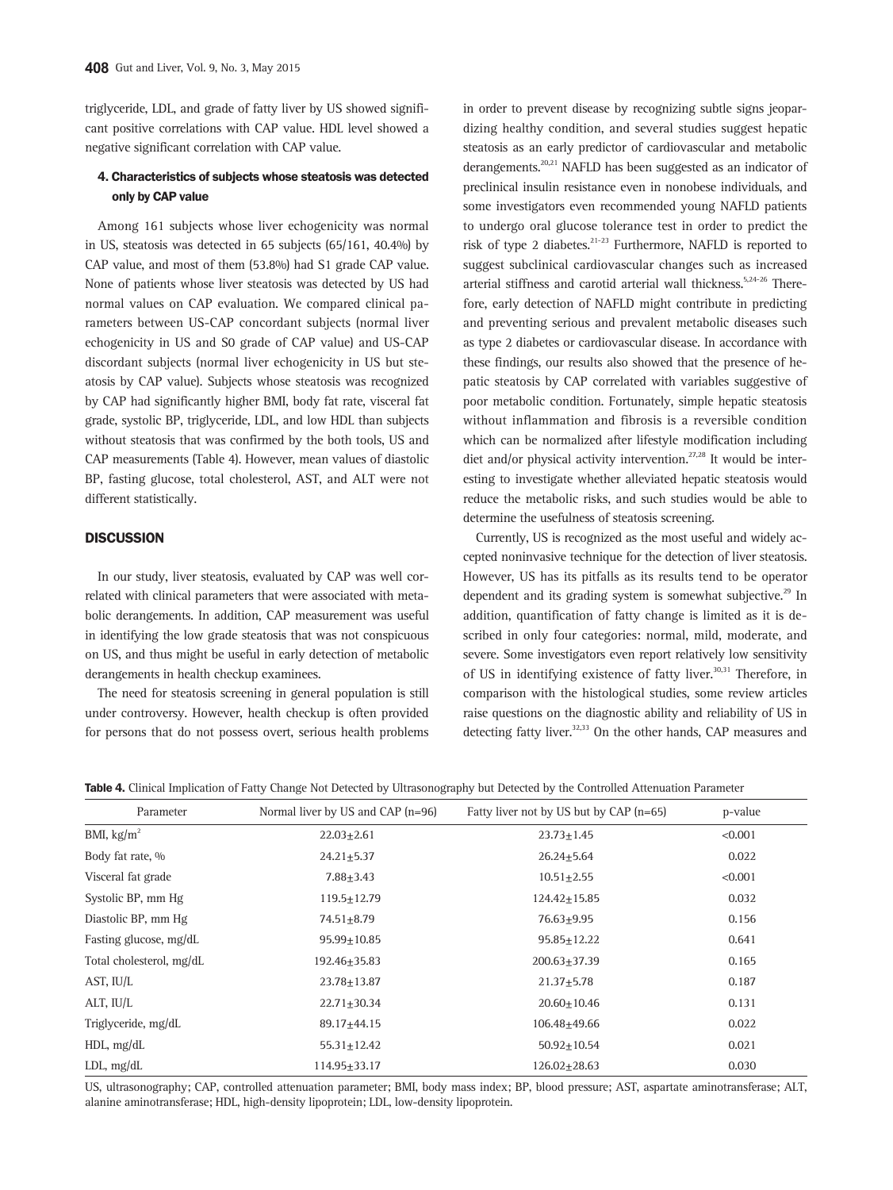triglyceride, LDL, and grade of fatty liver by US showed significant positive correlations with CAP value. HDL level showed a negative significant correlation with CAP value.

### 4. Characteristics of subjects whose steatosis was detected only by CAP value

Among 161 subjects whose liver echogenicity was normal in US, steatosis was detected in 65 subjects (65/161, 40.4%) by CAP value, and most of them (53.8%) had S1 grade CAP value. None of patients whose liver steatosis was detected by US had normal values on CAP evaluation. We compared clinical parameters between US-CAP concordant subjects (normal liver echogenicity in US and S0 grade of CAP value) and US-CAP discordant subjects (normal liver echogenicity in US but steatosis by CAP value). Subjects whose steatosis was recognized by CAP had significantly higher BMI, body fat rate, visceral fat grade, systolic BP, triglyceride, LDL, and low HDL than subjects without steatosis that was confirmed by the both tools, US and CAP measurements (Table 4). However, mean values of diastolic BP, fasting glucose, total cholesterol, AST, and ALT were not different statistically.

## DISCUSSION

In our study, liver steatosis, evaluated by CAP was well correlated with clinical parameters that were associated with metabolic derangements. In addition, CAP measurement was useful in identifying the low grade steatosis that was not conspicuous on US, and thus might be useful in early detection of metabolic derangements in health checkup examinees.

The need for steatosis screening in general population is still under controversy. However, health checkup is often provided for persons that do not possess overt, serious health problems in order to prevent disease by recognizing subtle signs jeopardizing healthy condition, and several studies suggest hepatic steatosis as an early predictor of cardiovascular and metabolic derangements.[20,21] NAFLD has been suggested as an indicator of preclinical insulin resistance even in nonobese individuals, and some investigators even recommended young NAFLD patients to undergo oral glucose tolerance test in order to predict the risk of type 2 diabetes.[21-23] Furthermore, NAFLD is reported to suggest subclinical cardiovascular changes such as increased arterial stiffness and carotid arterial wall thickness.[5,24-26] Therefore, early detection of NAFLD might contribute in predicting and preventing serious and prevalent metabolic diseases such as type 2 diabetes or cardiovascular disease. In accordance with these findings, our results also showed that the presence of hepatic steatosis by CAP correlated with variables suggestive of poor metabolic condition. Fortunately, simple hepatic steatosis without inflammation and fibrosis is a reversible condition which can be normalized after lifestyle modification including diet and/or physical activity intervention.[27,28] It would be interesting to investigate whether alleviated hepatic steatosis would reduce the metabolic risks, and such studies would be able to determine the usefulness of steatosis screening.

Currently, US is recognized as the most useful and widely accepted noninvasive technique for the detection of liver steatosis. However, US has its pitfalls as its results tend to be operator dependent and its grading system is somewhat subjective.[29] In addition, quantification of fatty change is limited as it is described in only four categories: normal, mild, moderate, and severe. Some investigators even report relatively low sensitivity of US in identifying existence of fatty liver.[30,31] Therefore, in comparison with the histological studies, some review articles raise questions on the diagnostic ability and reliability of US in detecting fatty liver.[32,33] On the other hands, CAP measures and

**Table 4.** Clinical Implication of Fatty Change Not Detected by Ultrasonography but Detected by the Controlled Attenuation Parameter

| Parameter | Normal liver by US and CAP (n=96) | Fatty liver not by US but by CAP (n=65) | p-value |
|---|---|---|---|
| BMI, kg/m$^2$ | 22.03±2.61 | 23.73±1.45 | <0.001 |
| Body fat rate, % | 24.21±5.37 | 26.24±5.64 | 0.022 |
| Visceral fat grade | 7.88±3.43 | 10.51±2.55 | <0.001 |
| Systolic BP, mm Hg | 119.5±12.79 | 124.42±15.85 | 0.032 |
| Diastolic BP, mm Hg | 74.51±8.79 | 76.63±9.95 | 0.156 |
| Fasting glucose, mg/dL | 95.99±10.85 | 95.85±12.22 | 0.641 |
| Total cholesterol, mg/dL | 192.46±35.83 | 200.63±37.39 | 0.165 |
| AST, IU/L | 23.78±13.87 | 21.37±5.78 | 0.187 |
| ALT, IU/L | 22.71±30.34 | 20.60±10.46 | 0.131 |
| Triglyceride, mg/dL | 89.17±44.15 | 106.48±49.66 | 0.022 |
| HDL, mg/dL | 55.31±12.42 | 50.92±10.54 | 0.021 |
| LDL, mg/dL | 114.95±33.17 | 126.02±28.63 | 0.030 |

US, ultrasonography; CAP, controlled attenuation parameter; BMI, body mass index; BP, blood pressure; AST, aspartate aminotransferase; ALT, alanine aminotransferase; HDL, high-density lipoprotein; LDL, low-density lipoprotein.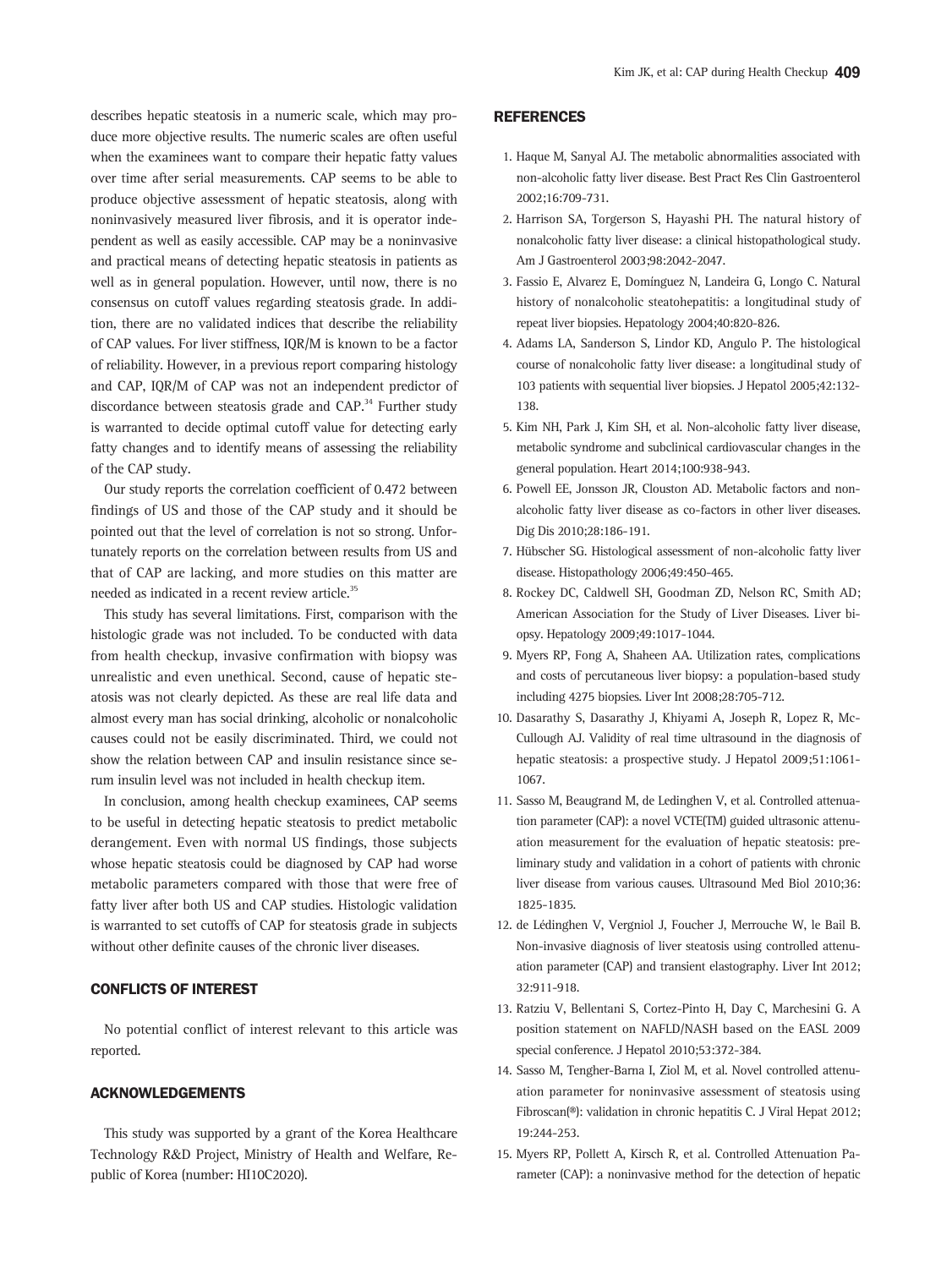describes hepatic steatosis in a numeric scale, which may produce more objective results. The numeric scales are often useful when the examinees want to compare their hepatic fatty values over time after serial measurements. CAP seems to be able to produce objective assessment of hepatic steatosis, along with noninvasively measured liver fibrosis, and it is operator independent as well as easily accessible. CAP may be a noninvasive and practical means of detecting hepatic steatosis in patients as well as in general population. However, until now, there is no consensus on cutoff values regarding steatosis grade. In addition, there are no validated indices that describe the reliability of CAP values. For liver stiffness, IQR/M is known to be a factor of reliability. However, in a previous report comparing histology and CAP, IQR/M of CAP was not an independent predictor of discordance between steatosis grade and CAP.[34] Further study is warranted to decide optimal cutoff value for detecting early fatty changes and to identify means of assessing the reliability of the CAP study.

Our study reports the correlation coefficient of 0.472 between findings of US and those of the CAP study and it should be pointed out that the level of correlation is not so strong. Unfortunately reports on the correlation between results from US and that of CAP are lacking, and more studies on this matter are needed as indicated in a recent review article.[35]

This study has several limitations. First, comparison with the histologic grade was not included. To be conducted with data from health checkup, invasive confirmation with biopsy was unrealistic and even unethical. Second, cause of hepatic steatosis was not clearly depicted. As these are real life data and almost every man has social drinking, alcoholic or nonalcoholic causes could not be easily discriminated. Third, we could not show the relation between CAP and insulin resistance since serum insulin level was not included in health checkup item.

In conclusion, among health checkup examinees, CAP seems to be useful in detecting hepatic steatosis to predict metabolic derangement. Even with normal US findings, those subjects whose hepatic steatosis could be diagnosed by CAP had worse metabolic parameters compared with those that were free of fatty liver after both US and CAP studies. Histologic validation is warranted to set cutoffs of CAP for steatosis grade in subjects without other definite causes of the chronic liver diseases.

## CONFLICTS OF INTEREST

No potential conflict of interest relevant to this article was reported.

## ACKNOWLEDGEMENTS

This study was supported by a grant of the Korea Healthcare Technology R&D Project, Ministry of Health and Welfare, Republic of Korea (number: HI10C2020).

## REFERENCES

1. Haque M, Sanyal AJ. The metabolic abnormalities associated with non-alcoholic fatty liver disease. Best Pract Res Clin Gastroenterol 2002;16:709-731.
2. Harrison SA, Torgerson S, Hayashi PH. The natural history of nonalcoholic fatty liver disease: a clinical histopathological study. Am J Gastroenterol 2003;98:2042-2047.
3. Fassio E, Alvarez E, Domínguez N, Landeira G, Longo C. Natural history of nonalcoholic steatohepatitis: a longitudinal study of repeat liver biopsies. Hepatology 2004;40:820-826.
4. Adams LA, Sanderson S, Lindor KD, Angulo P. The histological course of nonalcoholic fatty liver disease: a longitudinal study of 103 patients with sequential liver biopsies. J Hepatol 2005;42:132-138.
5. Kim NH, Park J, Kim SH, et al. Non-alcoholic fatty liver disease, metabolic syndrome and subclinical cardiovascular changes in the general population. Heart 2014;100:938-943.
6. Powell EE, Jonsson JR, Clouston AD. Metabolic factors and non-alcoholic fatty liver disease as co-factors in other liver diseases. Dig Dis 2010;28:186-191.
7. Hübscher SG. Histological assessment of non-alcoholic fatty liver disease. Histopathology 2006;49:450-465.
8. Rockey DC, Caldwell SH, Goodman ZD, Nelson RC, Smith AD; American Association for the Study of Liver Diseases. Liver biopsy. Hepatology 2009;49:1017-1044.
9. Myers RP, Fong A, Shaheen AA. Utilization rates, complications and costs of percutaneous liver biopsy: a population-based study including 4275 biopsies. Liver Int 2008;28:705-712.
10. Dasarathy S, Dasarathy J, Khiyami A, Joseph R, Lopez R, McCullough AJ. Validity of real time ultrasound in the diagnosis of hepatic steatosis: a prospective study. J Hepatol 2009;51:1061-1067.
11. Sasso M, Beaugrand M, de Ledinghen V, et al. Controlled attenuation parameter (CAP): a novel VCTE(TM) guided ultrasonic attenuation measurement for the evaluation of hepatic steatosis: preliminary study and validation in a cohort of patients with chronic liver disease from various causes. Ultrasound Med Biol 2010;36:1825-1835.
12. de Lédinghen V, Vergniol J, Foucher J, Merrouche W, le Bail B. Non-invasive diagnosis of liver steatosis using controlled attenuation parameter (CAP) and transient elastography. Liver Int 2012;32:911-918.
13. Ratziu V, Bellentani S, Cortez-Pinto H, Day C, Marchesini G. A position statement on NAFLD/NASH based on the EASL 2009 special conference. J Hepatol 2010;53:372-384.
14. Sasso M, Tengher-Barna I, Ziol M, et al. Novel controlled attenuation parameter for noninvasive assessment of steatosis using Fibroscan(®): validation in chronic hepatitis C. J Viral Hepat 2012;19:244-253.
15. Myers RP, Pollett A, Kirsch R, et al. Controlled Attenuation Parameter (CAP): a noninvasive method for the detection of hepatic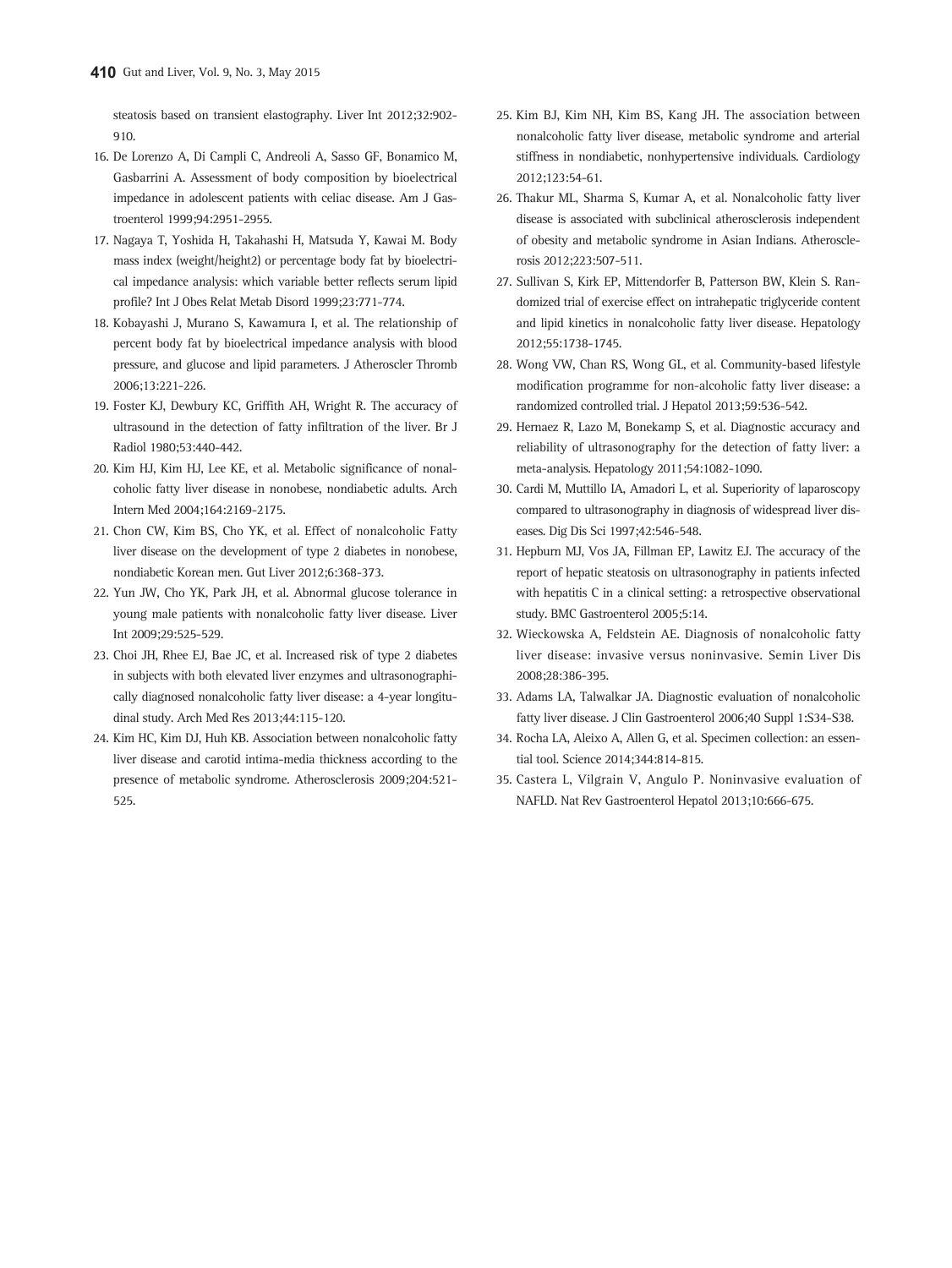steatosis based on transient elastography. Liver Int 2012;32:902-910.

16. De Lorenzo A, Di Campli C, Andreoli A, Sasso GF, Bonamico M, Gasbarrini A. Assessment of body composition by bioelectrical impedance in adolescent patients with celiac disease. Am J Gastroenterol 1999;94:2951-2955.
17. Nagaya T, Yoshida H, Takahashi H, Matsuda Y, Kawai M. Body mass index (weight/height2) or percentage body fat by bioelectrical impedance analysis: which variable better reflects serum lipid profile? Int J Obes Relat Metab Disord 1999;23:771-774.
18. Kobayashi J, Murano S, Kawamura I, et al. The relationship of percent body fat by bioelectrical impedance analysis with blood pressure, and glucose and lipid parameters. J Atheroscler Thromb 2006;13:221-226.
19. Foster KJ, Dewbury KC, Griffith AH, Wright R. The accuracy of ultrasound in the detection of fatty infiltration of the liver. Br J Radiol 1980;53:440-442.
20. Kim HJ, Kim HJ, Lee KE, et al. Metabolic significance of nonalcoholic fatty liver disease in nonobese, nondiabetic adults. Arch Intern Med 2004;164:2169-2175.
21. Chon CW, Kim BS, Cho YK, et al. Effect of nonalcoholic Fatty liver disease on the development of type 2 diabetes in nonobese, nondiabetic Korean men. Gut Liver 2012;6:368-373.
22. Yun JW, Cho YK, Park JH, et al. Abnormal glucose tolerance in young male patients with nonalcoholic fatty liver disease. Liver Int 2009;29:525-529.
23. Choi JH, Rhee EJ, Bae JC, et al. Increased risk of type 2 diabetes in subjects with both elevated liver enzymes and ultrasonographically diagnosed nonalcoholic fatty liver disease: a 4-year longitudinal study. Arch Med Res 2013;44:115-120.
24. Kim HC, Kim DJ, Huh KB. Association between nonalcoholic fatty liver disease and carotid intima-media thickness according to the presence of metabolic syndrome. Atherosclerosis 2009;204:521-525.
25. Kim BJ, Kim NH, Kim BS, Kang JH. The association between nonalcoholic fatty liver disease, metabolic syndrome and arterial stiffness in nondiabetic, nonhypertensive individuals. Cardiology 2012;123:54-61.
26. Thakur ML, Sharma S, Kumar A, et al. Nonalcoholic fatty liver disease is associated with subclinical atherosclerosis independent of obesity and metabolic syndrome in Asian Indians. Atherosclerosis 2012;223:507-511.
27. Sullivan S, Kirk EP, Mittendorfer B, Patterson BW, Klein S. Randomized trial of exercise effect on intrahepatic triglyceride content and lipid kinetics in nonalcoholic fatty liver disease. Hepatology 2012;55:1738-1745.
28. Wong VW, Chan RS, Wong GL, et al. Community-based lifestyle modification programme for non-alcoholic fatty liver disease: a randomized controlled trial. J Hepatol 2013;59:536-542.
29. Hernaez R, Lazo M, Bonekamp S, et al. Diagnostic accuracy and reliability of ultrasonography for the detection of fatty liver: a meta-analysis. Hepatology 2011;54:1082-1090.
30. Cardi M, Muttillo IA, Amadori L, et al. Superiority of laparoscopy compared to ultrasonography in diagnosis of widespread liver diseases. Dig Dis Sci 1997;42:546-548.
31. Hepburn MJ, Vos JA, Fillman EP, Lawitz EJ. The accuracy of the report of hepatic steatosis on ultrasonography in patients infected with hepatitis C in a clinical setting: a retrospective observational study. BMC Gastroenterol 2005;5:14.
32. Wieckowska A, Feldstein AE. Diagnosis of nonalcoholic fatty liver disease: invasive versus noninvasive. Semin Liver Dis 2008;28:386-395.
33. Adams LA, Talwalkar JA. Diagnostic evaluation of nonalcoholic fatty liver disease. J Clin Gastroenterol 2006;40 Suppl 1:S34-S38.
34. Rocha LA, Aleixo A, Allen G, et al. Specimen collection: an essential tool. Science 2014;344:814-815.
35. Castera L, Vilgrain V, Angulo P. Noninvasive evaluation of NAFLD. Nat Rev Gastroenterol Hepatol 2013;10:666-675.